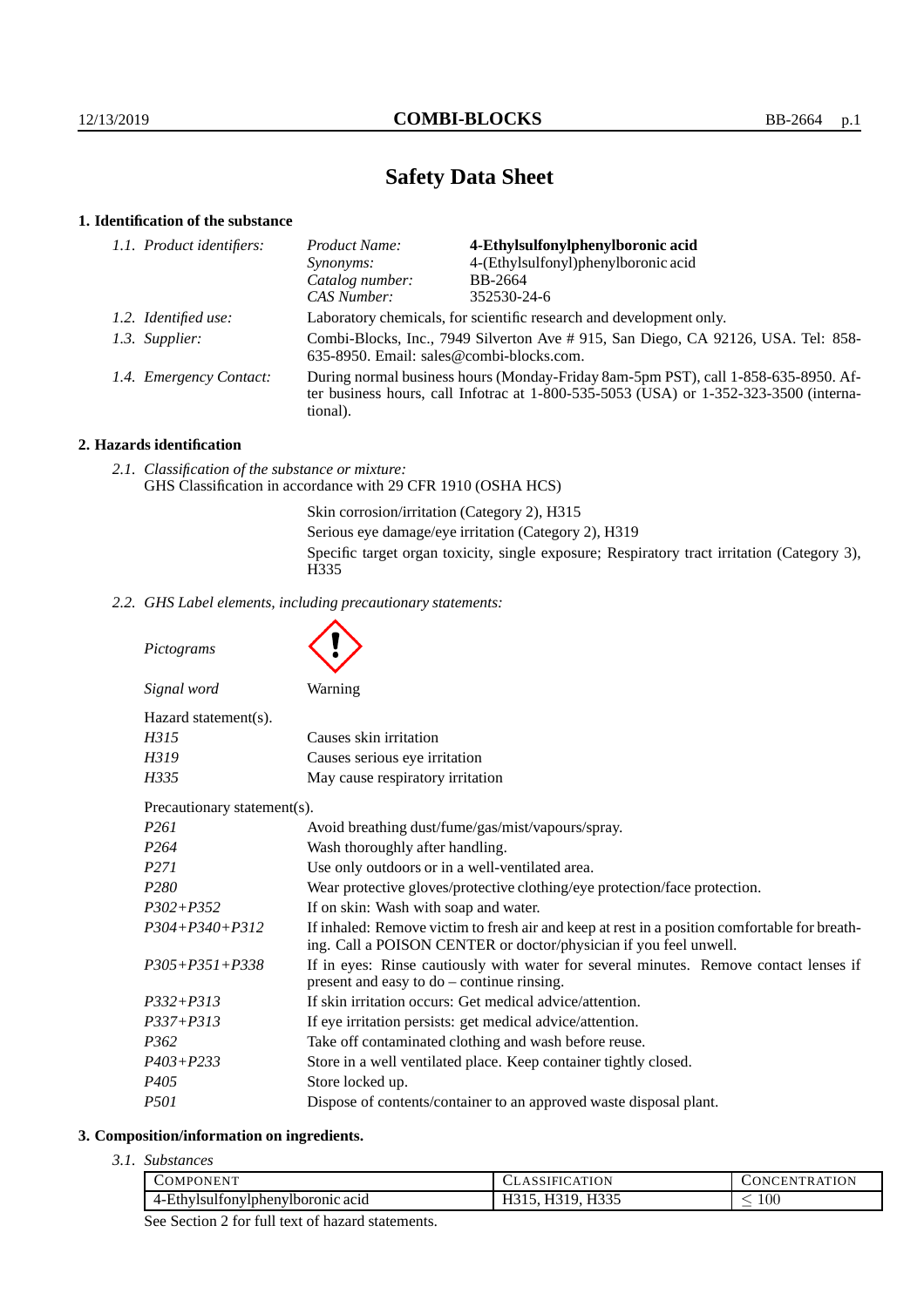# Safety Data Sheet

## 1. Identification of the substance

*1.1. Product identifiers:*

| | |
|---|---|
| *Product Name:* | **4-Ethylsulfonylphenylboronic acid** |
| *Synonyms:* | 4-(Ethylsulfonyl)phenylboronic acid |
| *Catalog number:* | BB-2664 |
| *CAS Number:* | 352530-24-6 |

*1.2. Identified use:* Laboratory chemicals, for scientific research and development only.

*1.3. Supplier:* Combi-Blocks, Inc., 7949 Silverton Ave # 915, San Diego, CA 92126, USA. Tel: 858-635-8950. Email: sales@combi-blocks.com.

*1.4. Emergency Contact:* During normal business hours (Monday-Friday 8am-5pm PST), call 1-858-635-8950. After business hours, call Infotrac at 1-800-535-5053 (USA) or 1-352-323-3500 (international).

## 2. Hazards identification

*2.1. Classification of the substance or mixture:*
GHS Classification in accordance with 29 CFR 1910 (OSHA HCS)

Skin corrosion/irritation (Category 2), H315
Serious eye damage/eye irritation (Category 2), H319
Specific target organ toxicity, single exposure; Respiratory tract irritation (Category 3), H335

*2.2. GHS Label elements, including precautionary statements:*

*Pictograms*

*Signal word* Warning

Hazard statement(s).

| | |
|---|---|
| *H315* | Causes skin irritation |
| *H319* | Causes serious eye irritation |
| *H335* | May cause respiratory irritation |

Precautionary statement(s).

| | |
|---|---|
| *P261* | Avoid breathing dust/fume/gas/mist/vapours/spray. |
| *P264* | Wash thoroughly after handling. |
| *P271* | Use only outdoors or in a well-ventilated area. |
| *P280* | Wear protective gloves/protective clothing/eye protection/face protection. |
| *P302+P352* | If on skin: Wash with soap and water. |
| *P304+P340+P312* | If inhaled: Remove victim to fresh air and keep at rest in a position comfortable for breathing. Call a POISON CENTER or doctor/physician if you feel unwell. |
| *P305+P351+P338* | If in eyes: Rinse cautiously with water for several minutes. Remove contact lenses if present and easy to do – continue rinsing. |
| *P332+P313* | If skin irritation occurs: Get medical advice/attention. |
| *P337+P313* | If eye irritation persists: get medical advice/attention. |
| *P362* | Take off contaminated clothing and wash before reuse. |
| *P403+P233* | Store in a well ventilated place. Keep container tightly closed. |
| *P405* | Store locked up. |
| *P501* | Dispose of contents/container to an approved waste disposal plant. |

## 3. Composition/information on ingredients.

*3.1. Substances*

| Component | Classification | Concentration |
|---|---|---|
| 4-Ethylsulfonylphenylboronic acid | H315, H319, H335 | $\leq 100$ |

See Section 2 for full text of hazard statements.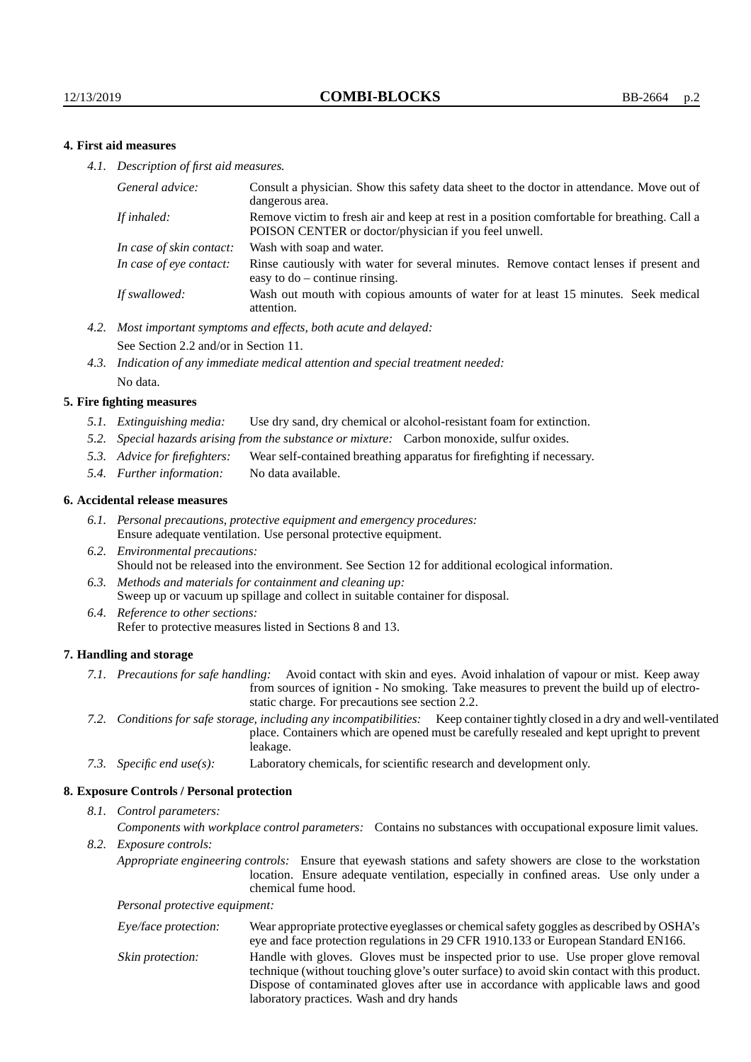## 4. First aid measures

*4.1. Description of first aid measures.*

| | |
|---|---|
| *General advice:* | Consult a physician. Show this safety data sheet to the doctor in attendance. Move out of dangerous area. |
| *If inhaled:* | Remove victim to fresh air and keep at rest in a position comfortable for breathing. Call a POISON CENTER or doctor/physician if you feel unwell. |
| *In case of skin contact:* | Wash with soap and water. |
| *In case of eye contact:* | Rinse cautiously with water for several minutes. Remove contact lenses if present and easy to do – continue rinsing. |
| *If swallowed:* | Wash out mouth with copious amounts of water for at least 15 minutes. Seek medical attention. |

*4.2. Most important symptoms and effects, both acute and delayed:*
See Section 2.2 and/or in Section 11.

*4.3. Indication of any immediate medical attention and special treatment needed:*
No data.

## 5. Fire fighting measures

*5.1. Extinguishing media:* Use dry sand, dry chemical or alcohol-resistant foam for extinction.

*5.2. Special hazards arising from the substance or mixture:* Carbon monoxide, sulfur oxides.

*5.3. Advice for firefighters:* Wear self-contained breathing apparatus for firefighting if necessary.

*5.4. Further information:* No data available.

## 6. Accidental release measures

*6.1. Personal precautions, protective equipment and emergency procedures:*
Ensure adequate ventilation. Use personal protective equipment.

*6.2. Environmental precautions:*
Should not be released into the environment. See Section 12 for additional ecological information.

*6.3. Methods and materials for containment and cleaning up:*
Sweep up or vacuum up spillage and collect in suitable container for disposal.

*6.4. Reference to other sections:*
Refer to protective measures listed in Sections 8 and 13.

## 7. Handling and storage

*7.1. Precautions for safe handling:* Avoid contact with skin and eyes. Avoid inhalation of vapour or mist. Keep away from sources of ignition - No smoking. Take measures to prevent the build up of electrostatic charge. For precautions see section 2.2.

*7.2. Conditions for safe storage, including any incompatibilities:* Keep container tightly closed in a dry and well-ventilated place. Containers which are opened must be carefully resealed and kept upright to prevent leakage.

*7.3. Specific end use(s):* Laboratory chemicals, for scientific research and development only.

## 8. Exposure Controls / Personal protection

*8.1. Control parameters:*

*Components with workplace control parameters:* Contains no substances with occupational exposure limit values.

*8.2. Exposure controls:*

*Appropriate engineering controls:* Ensure that eyewash stations and safety showers are close to the workstation location. Ensure adequate ventilation, especially in confined areas. Use only under a chemical fume hood.

*Personal protective equipment:*

| | |
|---|---|
| *Eye/face protection:* | Wear appropriate protective eyeglasses or chemical safety goggles as described by OSHA's eye and face protection regulations in 29 CFR 1910.133 or European Standard EN166. |
| *Skin protection:* | Handle with gloves. Gloves must be inspected prior to use. Use proper glove removal technique (without touching glove's outer surface) to avoid skin contact with this product. Dispose of contaminated gloves after use in accordance with applicable laws and good laboratory practices. Wash and dry hands |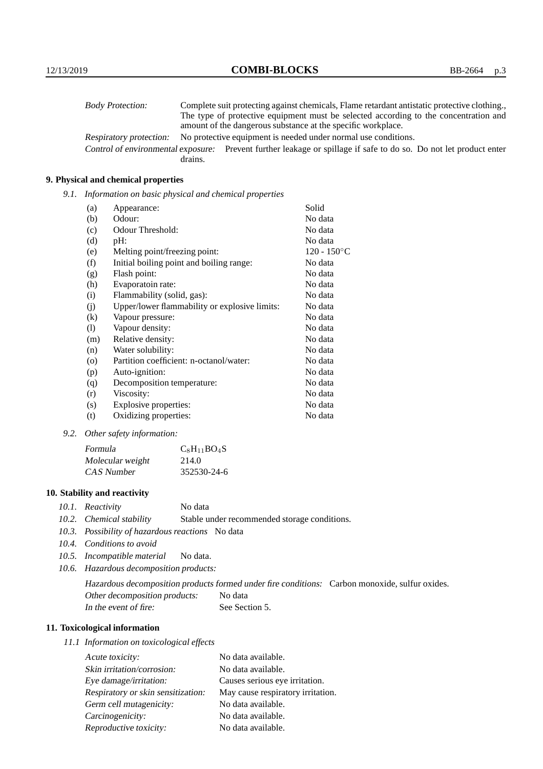| | |
|---|---|
| *Body Protection:* | Complete suit protecting against chemicals, Flame retardant antistatic protective clothing., The type of protective equipment must be selected according to the concentration and amount of the dangerous substance at the specific workplace. |
| *Respiratory protection:* | No protective equipment is needed under normal use conditions. |
| *Control of environmental exposure:* | Prevent further leakage or spillage if safe to do so. Do not let product enter drains. |

## 9. Physical and chemical properties

*9.1. Information on basic physical and chemical properties*

| | | |
|---|---|---|
| (a) | Appearance: | Solid |
| (b) | Odour: | No data |
| (c) | Odour Threshold: | No data |
| (d) | pH: | No data |
| (e) | Melting point/freezing point: | 120 - 150°C |
| (f) | Initial boiling point and boiling range: | No data |
| (g) | Flash point: | No data |
| (h) | Evaporatoin rate: | No data |
| (i) | Flammability (solid, gas): | No data |
| (j) | Upper/lower flammability or explosive limits: | No data |
| (k) | Vapour pressure: | No data |
| (l) | Vapour density: | No data |
| (m) | Relative density: | No data |
| (n) | Water solubility: | No data |
| (o) | Partition coefficient: n-octanol/water: | No data |
| (p) | Auto-ignition: | No data |
| (q) | Decomposition temperature: | No data |
| (r) | Viscosity: | No data |
| (s) | Explosive properties: | No data |
| (t) | Oxidizing properties: | No data |

*9.2. Other safety information:*

| | |
|---|---|
| *Formula* | $C_8H_{11}BO_4S$ |
| *Molecular weight* | 214.0 |
| *CAS Number* | 352530-24-6 |

## 10. Stability and reactivity

*10.1. Reactivity* No data

*10.2. Chemical stability* Stable under recommended storage conditions.

*10.3. Possibility of hazardous reactions* No data

*10.4. Conditions to avoid*

*10.5. Incompatible material* No data.

*10.6. Hazardous decomposition products:*

*Hazardous decomposition products formed under fire conditions:* Carbon monoxide, sulfur oxides.

| | |
|---|---|
| *Other decomposition products:* | No data |
| *In the event of fire:* | See Section 5. |

## 11. Toxicological information

*11.1 Information on toxicological effects*

| | |
|---|---|
| *Acute toxicity:* | No data available. |
| *Skin irritation/corrosion:* | No data available. |
| *Eye damage/irritation:* | Causes serious eye irritation. |
| *Respiratory or skin sensitization:* | May cause respiratory irritation. |
| *Germ cell mutagenicity:* | No data available. |
| *Carcinogenicity:* | No data available. |
| *Reproductive toxicity:* | No data available. |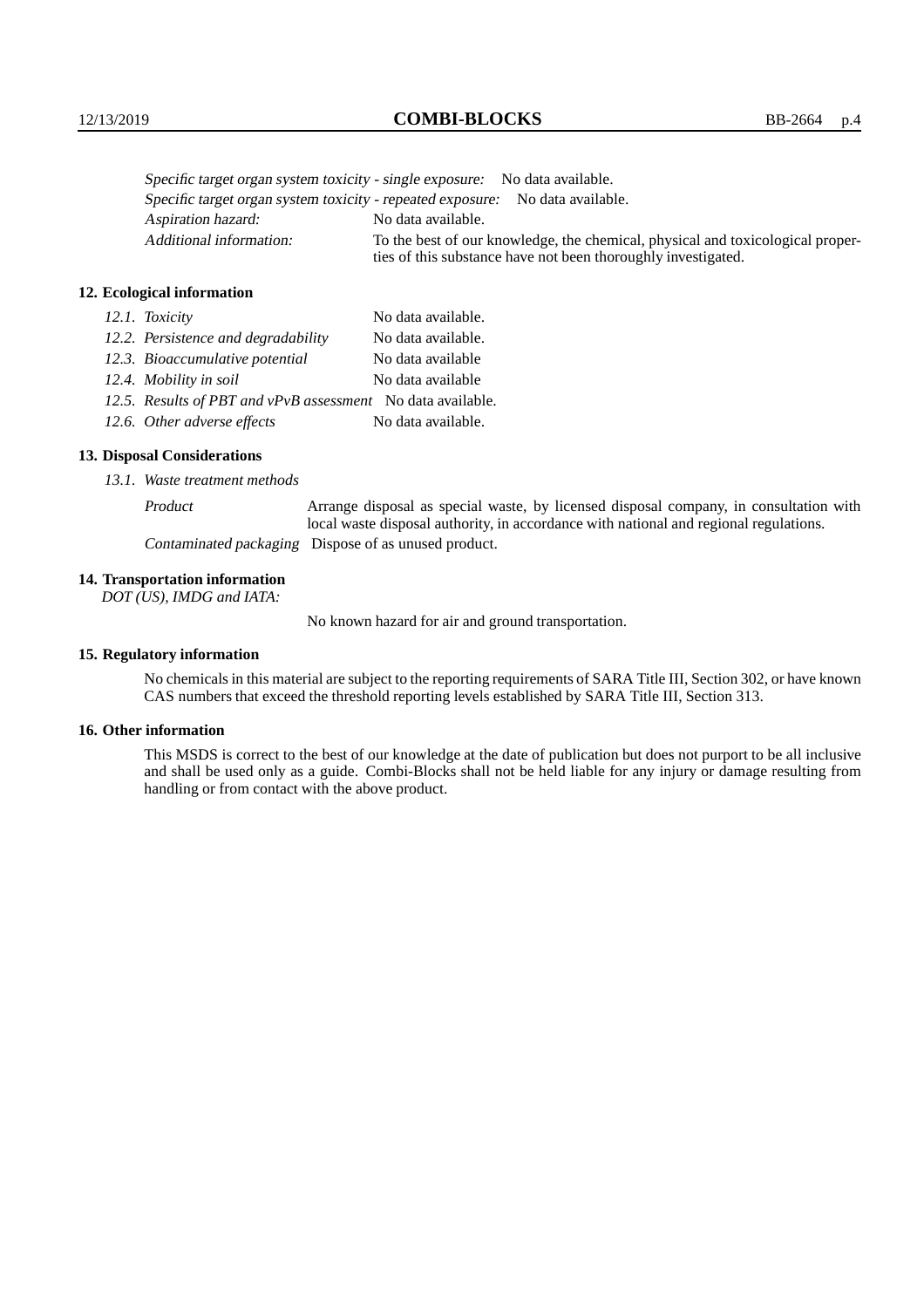*Specific target organ system toxicity - single exposure:* No data available.
*Specific target organ system toxicity - repeated exposure:* No data available.
*Aspiration hazard:* No data available.
*Additional information:* To the best of our knowledge, the chemical, physical and toxicological properties of this substance have not been thoroughly investigated.

## 12. Ecological information

| | |
|---|---|
| *12.1. Toxicity* | No data available. |
| *12.2. Persistence and degradability* | No data available. |
| *12.3. Bioaccumulative potential* | No data available |
| *12.4. Mobility in soil* | No data available |
| *12.5. Results of PBT and vPvB assessment* | No data available. |
| *12.6. Other adverse effects* | No data available. |

## 13. Disposal Considerations

*13.1. Waste treatment methods*

*Product* Arrange disposal as special waste, by licensed disposal company, in consultation with local waste disposal authority, in accordance with national and regional regulations.

*Contaminated packaging* Dispose of as unused product.

## 14. Transportation information

*DOT (US), IMDG and IATA:*

No known hazard for air and ground transportation.

## 15. Regulatory information

No chemicals in this material are subject to the reporting requirements of SARA Title III, Section 302, or have known CAS numbers that exceed the threshold reporting levels established by SARA Title III, Section 313.

## 16. Other information

This MSDS is correct to the best of our knowledge at the date of publication but does not purport to be all inclusive and shall be used only as a guide. Combi-Blocks shall not be held liable for any injury or damage resulting from handling or from contact with the above product.